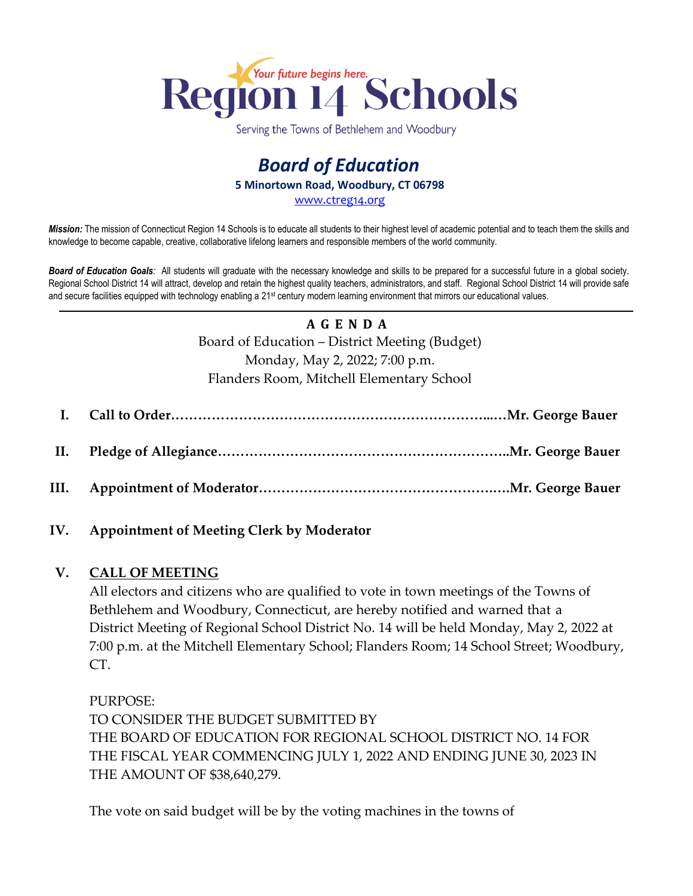# Region 14 Schools

*Your future begins here.*

Serving the Towns of Bethlehem and Woodbury

## *Board of Education*

**5 Minortown Road, Woodbury, CT 06798**

www.ctreg14.org

***Mission:*** The mission of Connecticut Region 14 Schools is to educate all students to their highest level of academic potential and to teach them the skills and knowledge to become capable, creative, collaborative lifelong learners and responsible members of the world community.

***Board of Education Goals:*** All students will graduate with the necessary knowledge and skills to be prepared for a successful future in a global society. Regional School District 14 will attract, develop and retain the highest quality teachers, administrators, and staff. Regional School District 14 will provide safe and secure facilities equipped with technology enabling a 21st century modern learning environment that mirrors our educational values.

---

**A G E N D A**

Board of Education – District Meeting (Budget)
Monday, May 2, 2022; 7:00 p.m.
Flanders Room, Mitchell Elementary School

**I. Call to Order……………………………………………………………...…Mr. George Bauer**

**II. Pledge of Allegiance………………………………………………………..Mr. George Bauer**

**III. Appointment of Moderator…………………………………………….….Mr. George Bauer**

**IV. Appointment of Meeting Clerk by Moderator**

**V. <u>CALL OF MEETING</u>**

All electors and citizens who are qualified to vote in town meetings of the Towns of Bethlehem and Woodbury, Connecticut, are hereby notified and warned that a District Meeting of Regional School District No. 14 will be held Monday, May 2, 2022 at 7:00 p.m. at the Mitchell Elementary School; Flanders Room; 14 School Street; Woodbury, CT.

PURPOSE:
TO CONSIDER THE BUDGET SUBMITTED BY THE BOARD OF EDUCATION FOR REGIONAL SCHOOL DISTRICT NO. 14 FOR THE FISCAL YEAR COMMENCING JULY 1, 2022 AND ENDING JUNE 30, 2023 IN THE AMOUNT OF $38,640,279.

The vote on said budget will be by the voting machines in the towns of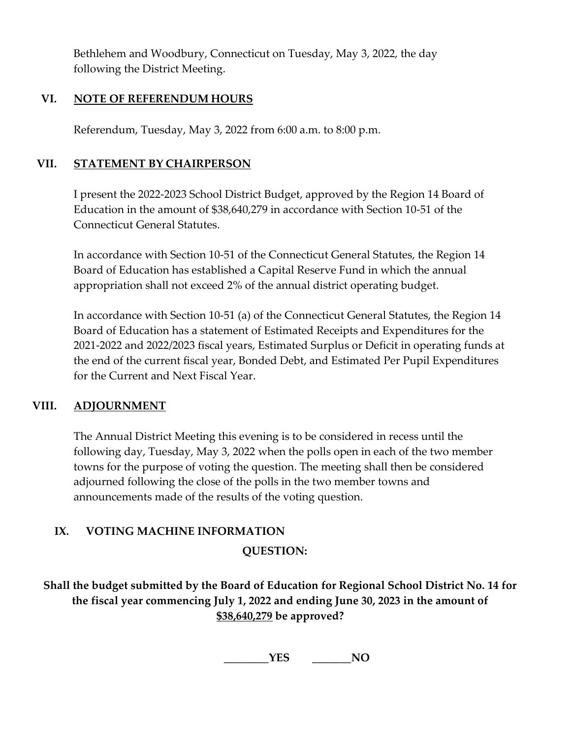Bethlehem and Woodbury, Connecticut on Tuesday, May 3, 2022, the day following the District Meeting.

## VI. NOTE OF REFERENDUM HOURS

Referendum, Tuesday, May 3, 2022 from 6:00 a.m. to 8:00 p.m.

## VII. STATEMENT BY CHAIRPERSON

I present the 2022-2023 School District Budget, approved by the Region 14 Board of Education in the amount of $38,640,279 in accordance with Section 10-51 of the Connecticut General Statutes.

In accordance with Section 10-51 of the Connecticut General Statutes, the Region 14 Board of Education has established a Capital Reserve Fund in which the annual appropriation shall not exceed 2% of the annual district operating budget.

In accordance with Section 10-51 (a) of the Connecticut General Statutes, the Region 14 Board of Education has a statement of Estimated Receipts and Expenditures for the 2021-2022 and 2022/2023 fiscal years, Estimated Surplus or Deficit in operating funds at the end of the current fiscal year, Bonded Debt, and Estimated Per Pupil Expenditures for the Current and Next Fiscal Year.

## VIII. ADJOURNMENT

The Annual District Meeting this evening is to be considered in recess until the following day, Tuesday, May 3, 2022 when the polls open in each of the two member towns for the purpose of voting the question. The meeting shall then be considered adjourned following the close of the polls in the two member towns and announcements made of the results of the voting question.

## IX. VOTING MACHINE INFORMATION

**QUESTION:**

**Shall the budget submitted by the Board of Education for Regional School District No. 14 for the fiscal year commencing July 1, 2022 and ending June 30, 2023 in the amount of <u>$38,640,279</u> be approved?**

**________YES ________NO**